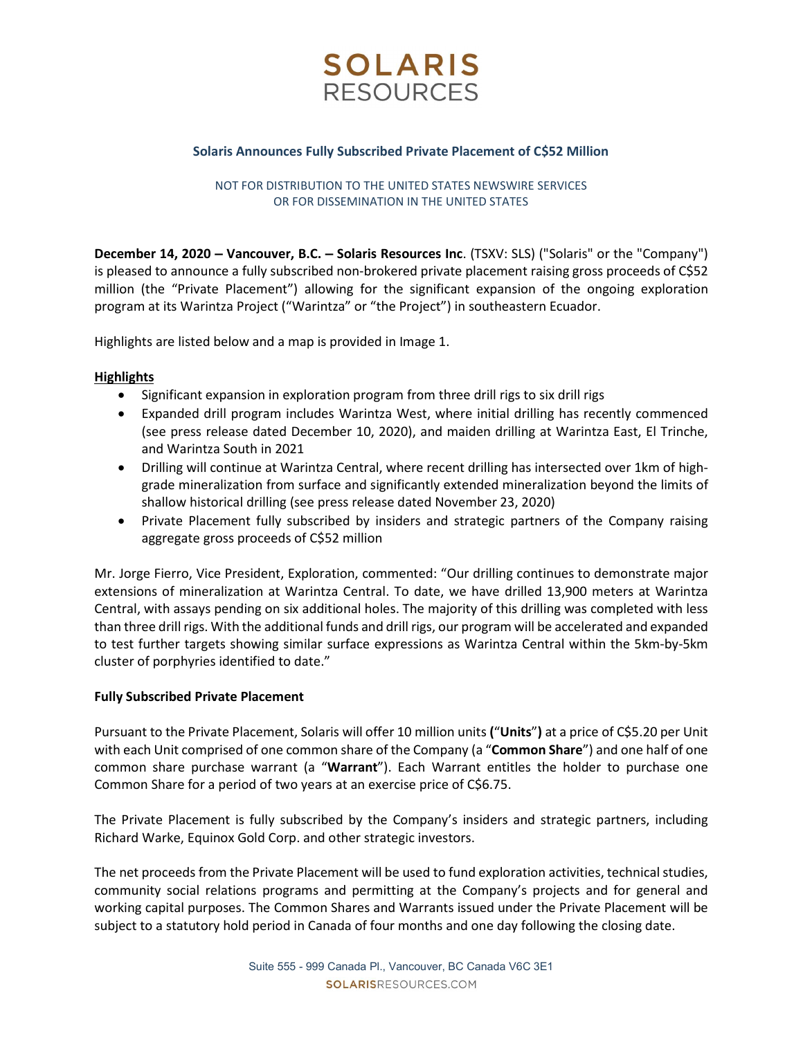# SOLARIS RESOURCES

## Solaris Announces Fully Subscribed Private Placement of C$52 Million

NOT FOR DISTRIBUTION TO THE UNITED STATES NEWSWIRE SERVICES
OR FOR DISSEMINATION IN THE UNITED STATES

**December 14, 2020 – Vancouver, B.C. – Solaris Resources Inc**. (TSXV: SLS) ("Solaris" or the "Company") is pleased to announce a fully subscribed non-brokered private placement raising gross proceeds of C$52 million (the "Private Placement") allowing for the significant expansion of the ongoing exploration program at its Warintza Project ("Warintza" or "the Project") in southeastern Ecuador.

Highlights are listed below and a map is provided in Image 1.

**Highlights**

- Significant expansion in exploration program from three drill rigs to six drill rigs
- Expanded drill program includes Warintza West, where initial drilling has recently commenced (see press release dated December 10, 2020), and maiden drilling at Warintza East, El Trinche, and Warintza South in 2021
- Drilling will continue at Warintza Central, where recent drilling has intersected over 1km of high-grade mineralization from surface and significantly extended mineralization beyond the limits of shallow historical drilling (see press release dated November 23, 2020)
- Private Placement fully subscribed by insiders and strategic partners of the Company raising aggregate gross proceeds of C$52 million

Mr. Jorge Fierro, Vice President, Exploration, commented: "Our drilling continues to demonstrate major extensions of mineralization at Warintza Central. To date, we have drilled 13,900 meters at Warintza Central, with assays pending on six additional holes. The majority of this drilling was completed with less than three drill rigs. With the additional funds and drill rigs, our program will be accelerated and expanded to test further targets showing similar surface expressions as Warintza Central within the 5km-by-5km cluster of porphyries identified to date."

**Fully Subscribed Private Placement**

Pursuant to the Private Placement, Solaris will offer 10 million units **(**"**Units**"**)** at a price of C$5.20 per Unit with each Unit comprised of one common share of the Company (a "**Common Share**") and one half of one common share purchase warrant (a "**Warrant**"). Each Warrant entitles the holder to purchase one Common Share for a period of two years at an exercise price of C$6.75.

The Private Placement is fully subscribed by the Company's insiders and strategic partners, including Richard Warke, Equinox Gold Corp. and other strategic investors.

The net proceeds from the Private Placement will be used to fund exploration activities, technical studies, community social relations programs and permitting at the Company's projects and for general and working capital purposes. The Common Shares and Warrants issued under the Private Placement will be subject to a statutory hold period in Canada of four months and one day following the closing date.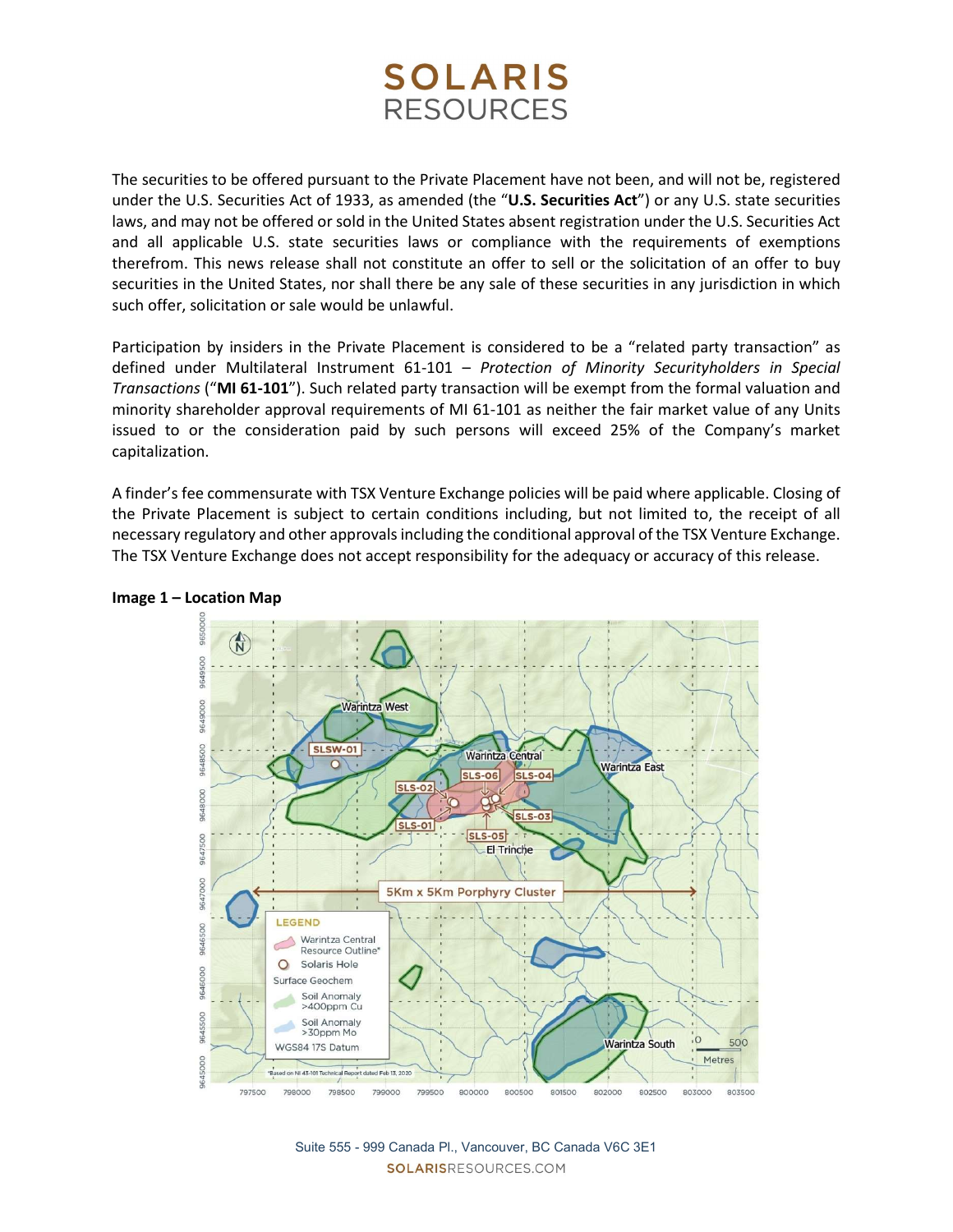The securities to be offered pursuant to the Private Placement have not been, and will not be, registered under the U.S. Securities Act of 1933, as amended (the "**U.S. Securities Act**") or any U.S. state securities laws, and may not be offered or sold in the United States absent registration under the U.S. Securities Act and all applicable U.S. state securities laws or compliance with the requirements of exemptions therefrom. This news release shall not constitute an offer to sell or the solicitation of an offer to buy securities in the United States, nor shall there be any sale of these securities in any jurisdiction in which such offer, solicitation or sale would be unlawful.

Participation by insiders in the Private Placement is considered to be a "related party transaction" as defined under Multilateral Instrument 61-101 – *Protection of Minority Securityholders in Special Transactions* ("**MI 61-101**"). Such related party transaction will be exempt from the formal valuation and minority shareholder approval requirements of MI 61-101 as neither the fair market value of any Units issued to or the consideration paid by such persons will exceed 25% of the Company's market capitalization.

A finder's fee commensurate with TSX Venture Exchange policies will be paid where applicable. Closing of the Private Placement is subject to certain conditions including, but not limited to, the receipt of all necessary regulatory and other approvals including the conditional approval of the TSX Venture Exchange. The TSX Venture Exchange does not accept responsibility for the adequacy or accuracy of this release.

**Image 1 – Location Map**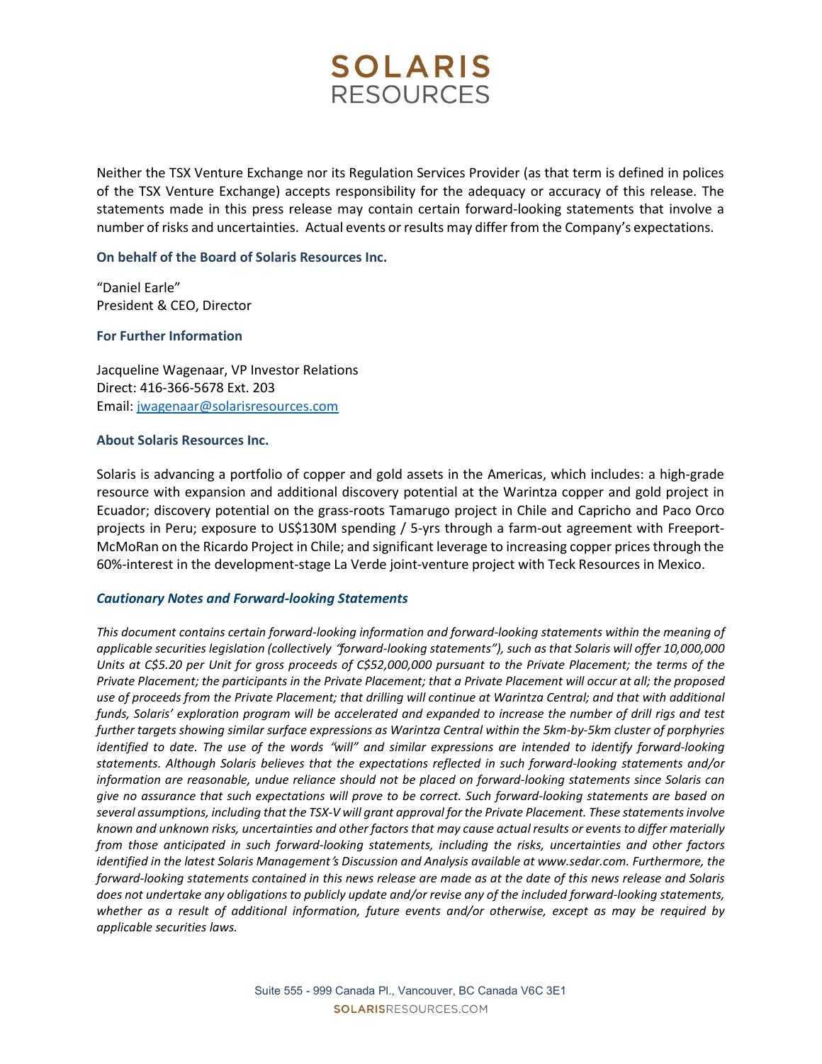Neither the TSX Venture Exchange nor its Regulation Services Provider (as that term is defined in polices of the TSX Venture Exchange) accepts responsibility for the adequacy or accuracy of this release. The statements made in this press release may contain certain forward-looking statements that involve a number of risks and uncertainties. Actual events or results may differ from the Company's expectations.

**On behalf of the Board of Solaris Resources Inc.**

"Daniel Earle"
President & CEO, Director

**For Further Information**

Jacqueline Wagenaar, VP Investor Relations
Direct: 416-366-5678 Ext. 203
Email: jwagenaar@solarisresources.com

**About Solaris Resources Inc.**

Solaris is advancing a portfolio of copper and gold assets in the Americas, which includes: a high-grade resource with expansion and additional discovery potential at the Warintza copper and gold project in Ecuador; discovery potential on the grass-roots Tamarugo project in Chile and Capricho and Paco Orco projects in Peru; exposure to US$130M spending / 5-yrs through a farm-out agreement with Freeport-McMoRan on the Ricardo Project in Chile; and significant leverage to increasing copper prices through the 60%-interest in the development-stage La Verde joint-venture project with Teck Resources in Mexico.

***Cautionary Notes and Forward-looking Statements***

*This document contains certain forward-looking information and forward-looking statements within the meaning of applicable securities legislation (collectively "forward-looking statements"), such as that Solaris will offer 10,000,000 Units at C$5.20 per Unit for gross proceeds of C$52,000,000 pursuant to the Private Placement; the terms of the Private Placement; the participants in the Private Placement; that a Private Placement will occur at all; the proposed use of proceeds from the Private Placement; that drilling will continue at Warintza Central; and that with additional funds, Solaris' exploration program will be accelerated and expanded to increase the number of drill rigs and test further targets showing similar surface expressions as Warintza Central within the 5km-by-5km cluster of porphyries identified to date. The use of the words "will" and similar expressions are intended to identify forward-looking statements. Although Solaris believes that the expectations reflected in such forward-looking statements and/or information are reasonable, undue reliance should not be placed on forward-looking statements since Solaris can give no assurance that such expectations will prove to be correct. Such forward-looking statements are based on several assumptions, including that the TSX-V will grant approval for the Private Placement. These statements involve known and unknown risks, uncertainties and other factors that may cause actual results or events to differ materially from those anticipated in such forward-looking statements, including the risks, uncertainties and other factors identified in the latest Solaris Management's Discussion and Analysis available at www.sedar.com. Furthermore, the forward-looking statements contained in this news release are made as at the date of this news release and Solaris does not undertake any obligations to publicly update and/or revise any of the included forward-looking statements, whether as a result of additional information, future events and/or otherwise, except as may be required by applicable securities laws.*